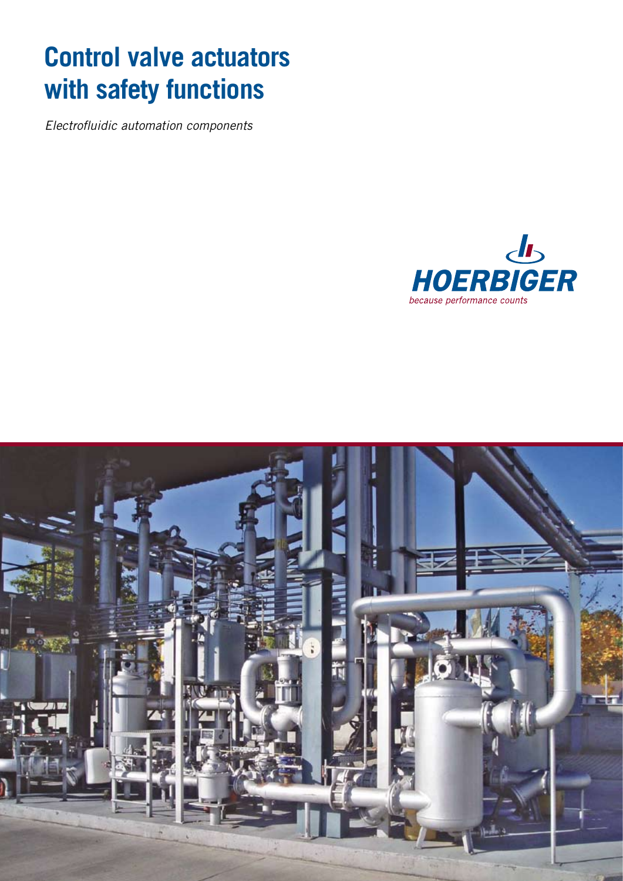# Control valve actuators with safety functions

*Electrofluidic automation components*

**HOERBIGER**

*because performance counts*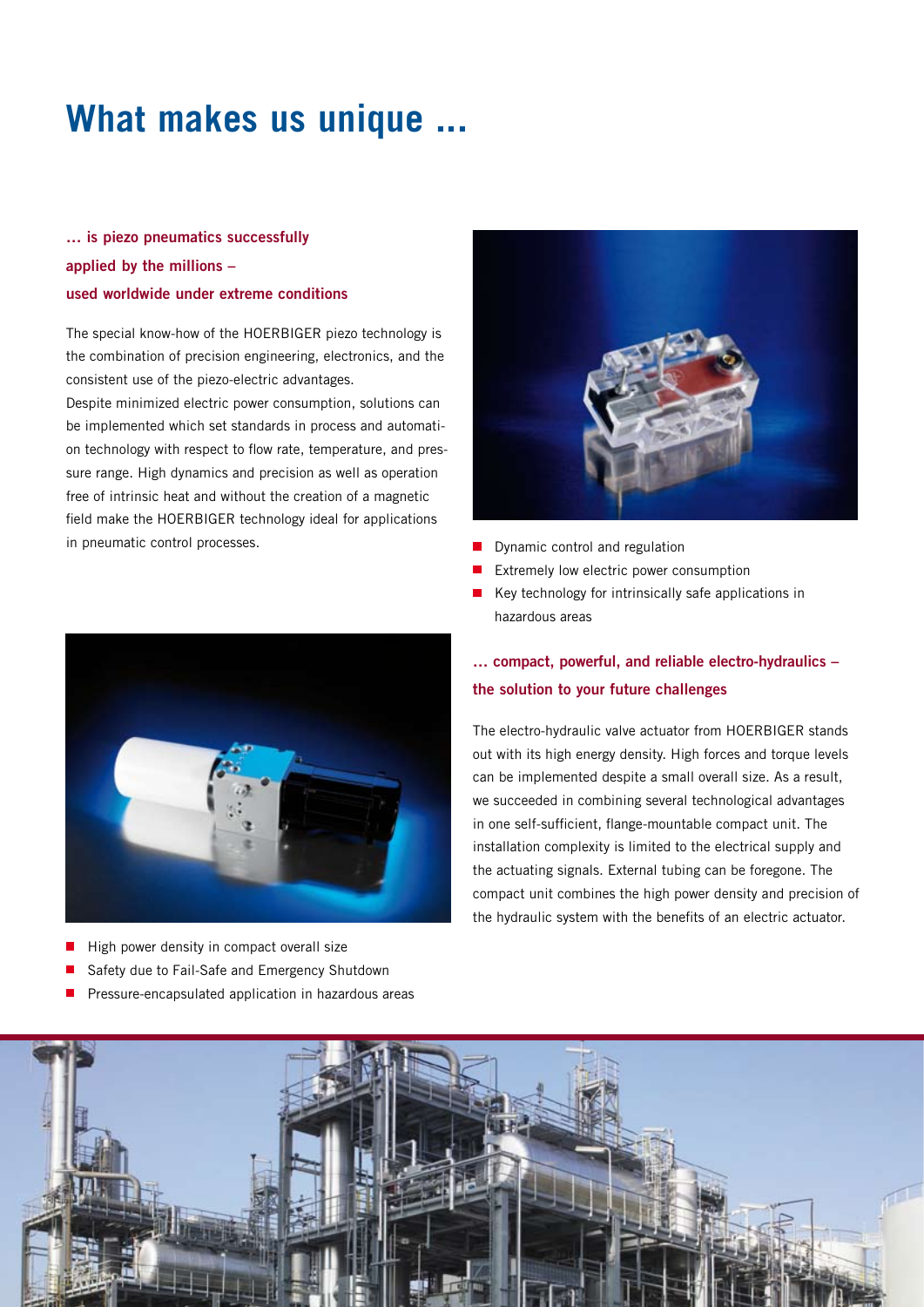# What makes us unique ...

### ... is piezo pneumatics successfully applied by the millions – used worldwide under extreme conditions

The special know-how of the HOERBIGER piezo technology is the combination of precision engineering, electronics, and the consistent use of the piezo-electric advantages.
Despite minimized electric power consumption, solutions can be implemented which set standards in process and automation technology with respect to flow rate, temperature, and pressure range. High dynamics and precision as well as operation free of intrinsic heat and without the creation of a magnetic field make the HOERBIGER technology ideal for applications in pneumatic control processes.

- Dynamic control and regulation
- Extremely low electric power consumption
- Key technology for intrinsically safe applications in hazardous areas

### ... compact, powerful, and reliable electro-hydraulics – the solution to your future challenges

The electro-hydraulic valve actuator from HOERBIGER stands out with its high energy density. High forces and torque levels can be implemented despite a small overall size. As a result, we succeeded in combining several technological advantages in one self-sufficient, flange-mountable compact unit. The installation complexity is limited to the electrical supply and the actuating signals. External tubing can be foregone. The compact unit combines the high power density and precision of the hydraulic system with the benefits of an electric actuator.

- High power density in compact overall size
- Safety due to Fail-Safe and Emergency Shutdown
- Pressure-encapsulated application in hazardous areas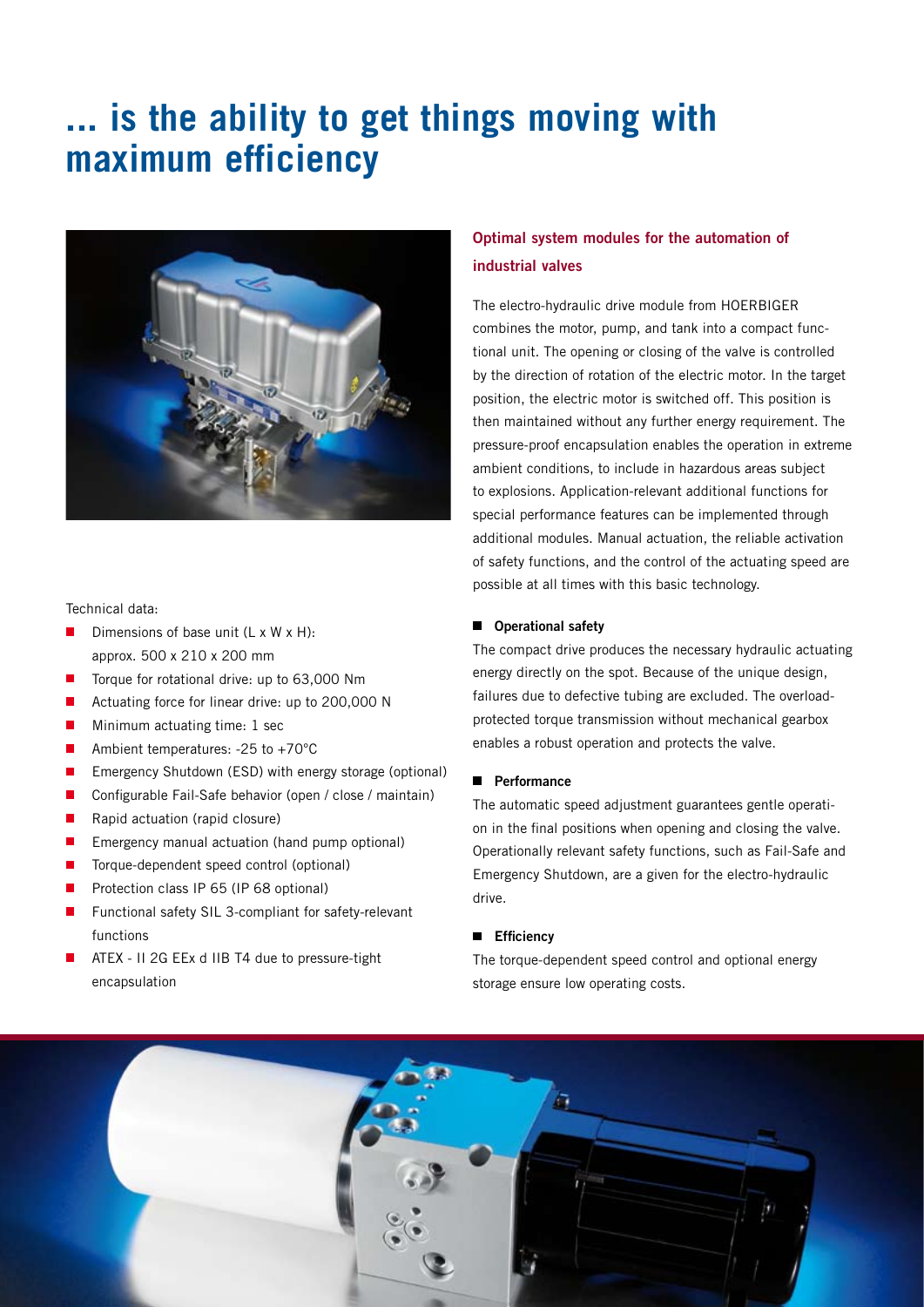# ... is the ability to get things moving with maximum efficiency

Technical data:

- Dimensions of base unit (L x W x H): approx. 500 x 210 x 200 mm
- Torque for rotational drive: up to 63,000 Nm
- Actuating force for linear drive: up to 200,000 N
- Minimum actuating time: 1 sec
- Ambient temperatures: -25 to +70°C
- Emergency Shutdown (ESD) with energy storage (optional)
- Configurable Fail-Safe behavior (open / close / maintain)
- Rapid actuation (rapid closure)
- Emergency manual actuation (hand pump optional)
- Torque-dependent speed control (optional)
- Protection class IP 65 (IP 68 optional)
- Functional safety SIL 3-compliant for safety-relevant functions
- ATEX - II 2G EEx d IIB T4 due to pressure-tight encapsulation

## Optimal system modules for the automation of industrial valves

The electro-hydraulic drive module from HOERBIGER combines the motor, pump, and tank into a compact functional unit. The opening or closing of the valve is controlled by the direction of rotation of the electric motor. In the target position, the electric motor is switched off. This position is then maintained without any further energy requirement. The pressure-proof encapsulation enables the operation in extreme ambient conditions, to include in hazardous areas subject to explosions. Application-relevant additional functions for special performance features can be implemented through additional modules. Manual actuation, the reliable activation of safety functions, and the control of the actuating speed are possible at all times with this basic technology.

### Operational safety

The compact drive produces the necessary hydraulic actuating energy directly on the spot. Because of the unique design, failures due to defective tubing are excluded. The overload-protected torque transmission without mechanical gearbox enables a robust operation and protects the valve.

### Performance

The automatic speed adjustment guarantees gentle operation in the final positions when opening and closing the valve. Operationally relevant safety functions, such as Fail-Safe and Emergency Shutdown, are a given for the electro-hydraulic drive.

### Efficiency

The torque-dependent speed control and optional energy storage ensure low operating costs.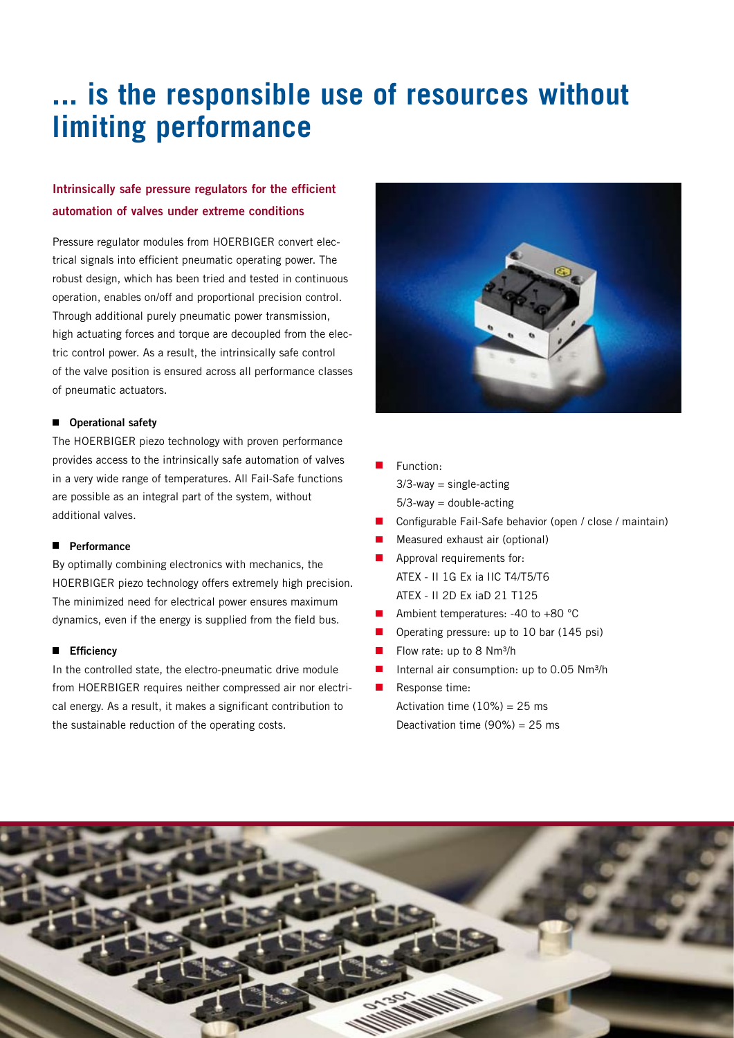# ... is the responsible use of resources without limiting performance

## Intrinsically safe pressure regulators for the efficient automation of valves under extreme conditions

Pressure regulator modules from HOERBIGER convert electrical signals into efficient pneumatic operating power. The robust design, which has been tried and tested in continuous operation, enables on/off and proportional precision control. Through additional purely pneumatic power transmission, high actuating forces and torque are decoupled from the electric control power. As a result, the intrinsically safe control of the valve position is ensured across all performance classes of pneumatic actuators.

### Operational safety

The HOERBIGER piezo technology with proven performance provides access to the intrinsically safe automation of valves in a very wide range of temperatures. All Fail-Safe functions are possible as an integral part of the system, without additional valves.

### Performance

By optimally combining electronics with mechanics, the HOERBIGER piezo technology offers extremely high precision. The minimized need for electrical power ensures maximum dynamics, even if the energy is supplied from the field bus.

### Efficiency

In the controlled state, the electro-pneumatic drive module from HOERBIGER requires neither compressed air nor electrical energy. As a result, it makes a significant contribution to the sustainable reduction of the operating costs.

- Function:
  3/3-way = single-acting
  5/3-way = double-acting
- Configurable Fail-Safe behavior (open / close / maintain)
- Measured exhaust air (optional)
- Approval requirements for:
  ATEX - II 1G Ex ia IIC T4/T5/T6
  ATEX - II 2D Ex iaD 21 T125
- Ambient temperatures: -40 to +80 °C
- Operating pressure: up to 10 bar (145 psi)
- Flow rate: up to 8 Nm³/h
- Internal air consumption: up to 0.05 Nm³/h
- Response time:
  Activation time (10%) = 25 ms
  Deactivation time (90%) = 25 ms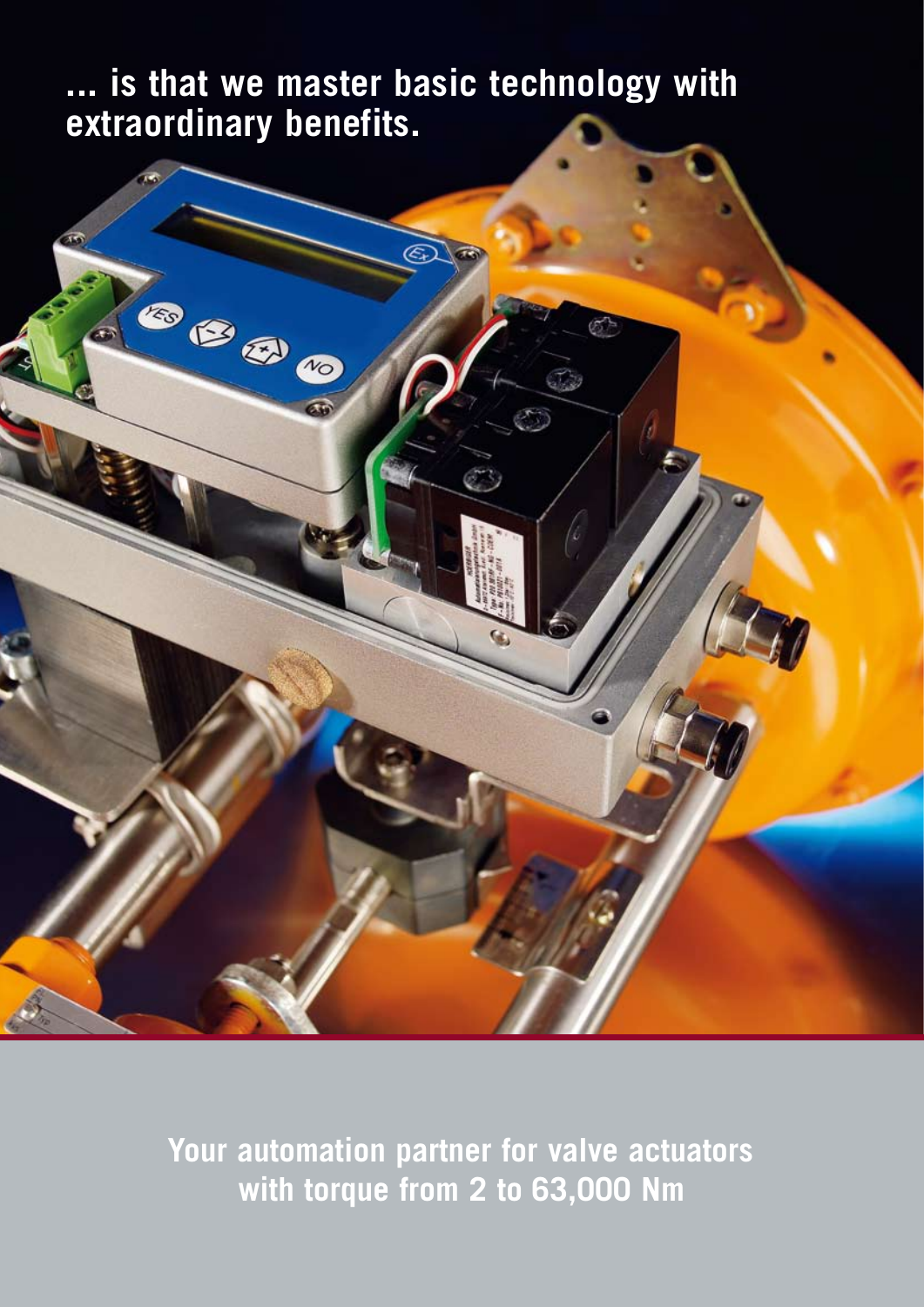**... is that we master basic technology with extraordinary benefits.**

**Your automation partner for valve actuators with torque from 2 to 63,000 Nm**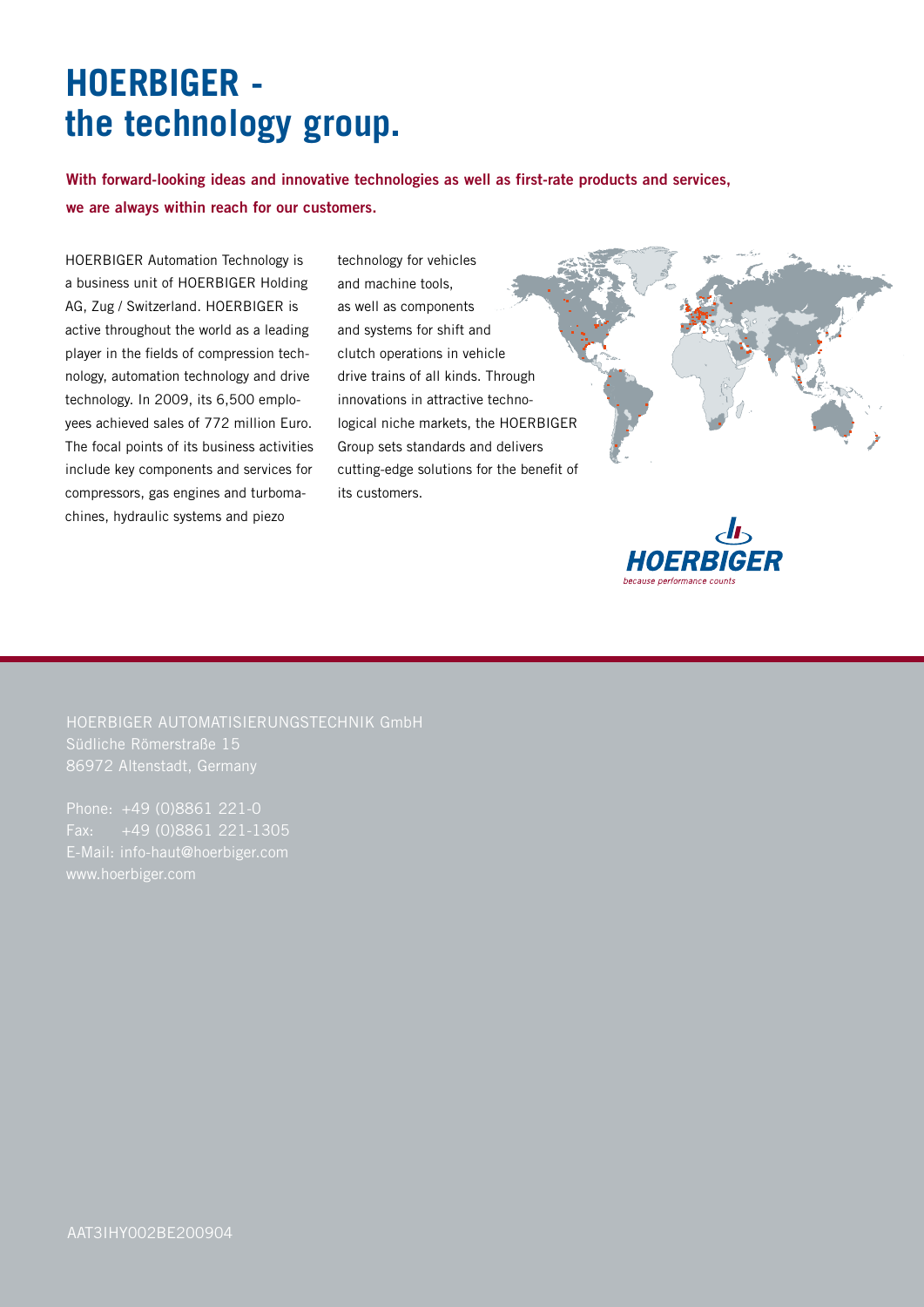# HOERBIGER - the technology group.

**With forward-looking ideas and innovative technologies as well as first-rate products and services, we are always within reach for our customers.**

HOERBIGER Automation Technology is a business unit of HOERBIGER Holding AG, Zug / Switzerland. HOERBIGER is active throughout the world as a leading player in the fields of compression technology, automation technology and drive technology. In 2009, its 6,500 employees achieved sales of 772 million Euro. The focal points of its business activities include key components and services for compressors, gas engines and turbomachines, hydraulic systems and piezo technology for vehicles and machine tools, as well as components and systems for shift and clutch operations in vehicle drive trains of all kinds. Through innovations in attractive technological niche markets, the HOERBIGER Group sets standards and delivers cutting-edge solutions for the benefit of its customers.

HOERBIGER
*because performance counts*

HOERBIGER AUTOMATISIERUNGSTECHNIK GmbH
Südliche Römerstraße 15
86972 Altenstadt, Germany

Phone: +49 (0)8861 221-0
Fax: +49 (0)8861 221-1305
E-Mail: info-haut@hoerbiger.com
www.hoerbiger.com

AAT3IHY002BE200904